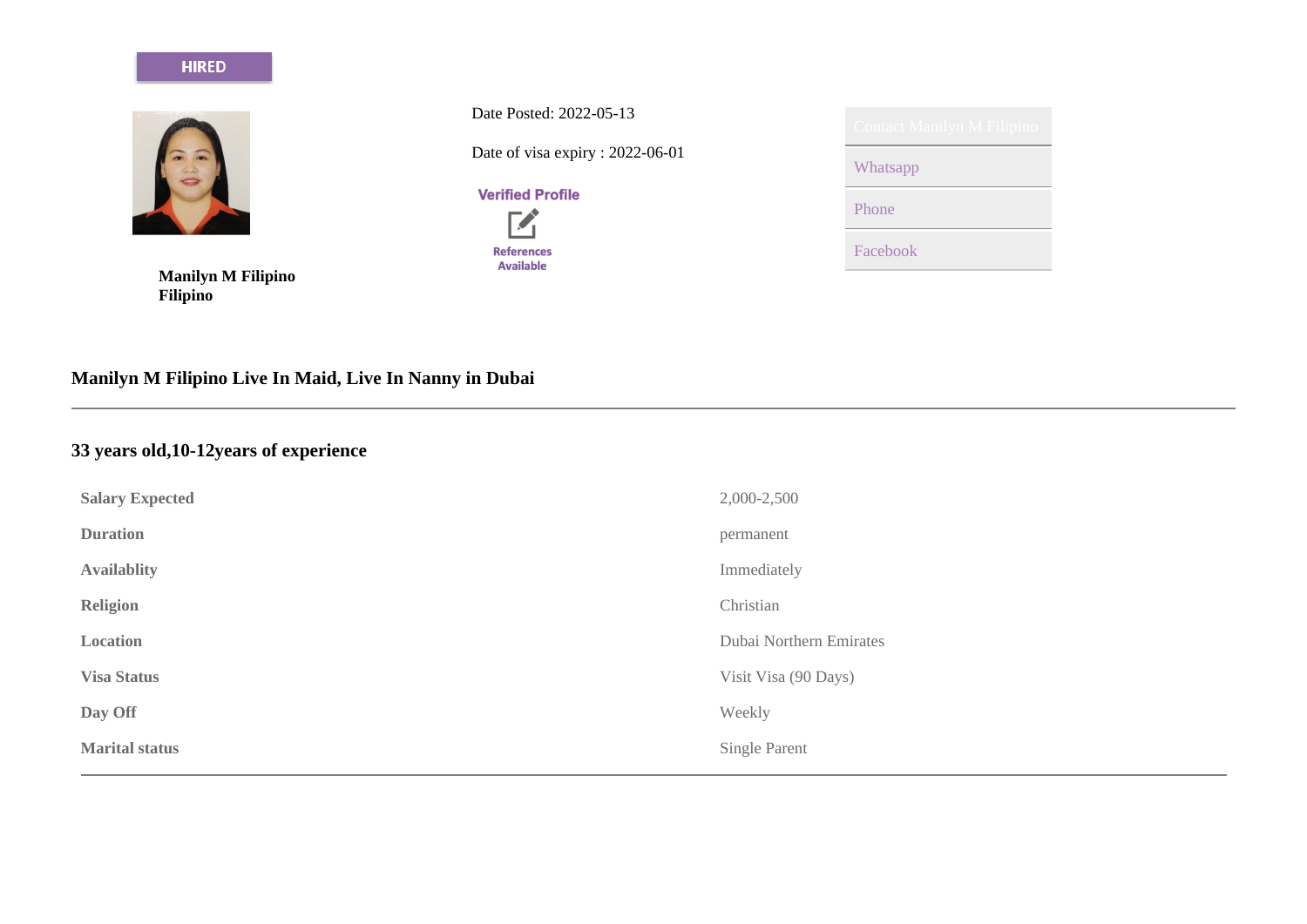HIRED

Date Posted: 2022-05-13

Date of visa expiry : 2022-06-01

Verified Profile

References Available

Contact Manilyn M Filipino

Whatsapp

Phone

Facebook

**Manilyn M Filipino**
**Filipino**

## Manilyn M Filipino Live In Maid, Live In Nanny in Dubai

---

## 33 years old,10-12years of experience

| | |
|---|---|
| **Salary Expected** | 2,000-2,500 |
| **Duration** | permanent |
| **Availablity** | Immediately |
| **Religion** | Christian |
| **Location** | Dubai Northern Emirates |
| **Visa Status** | Visit Visa (90 Days) |
| **Day Off** | Weekly |
| **Marital status** | Single Parent |

---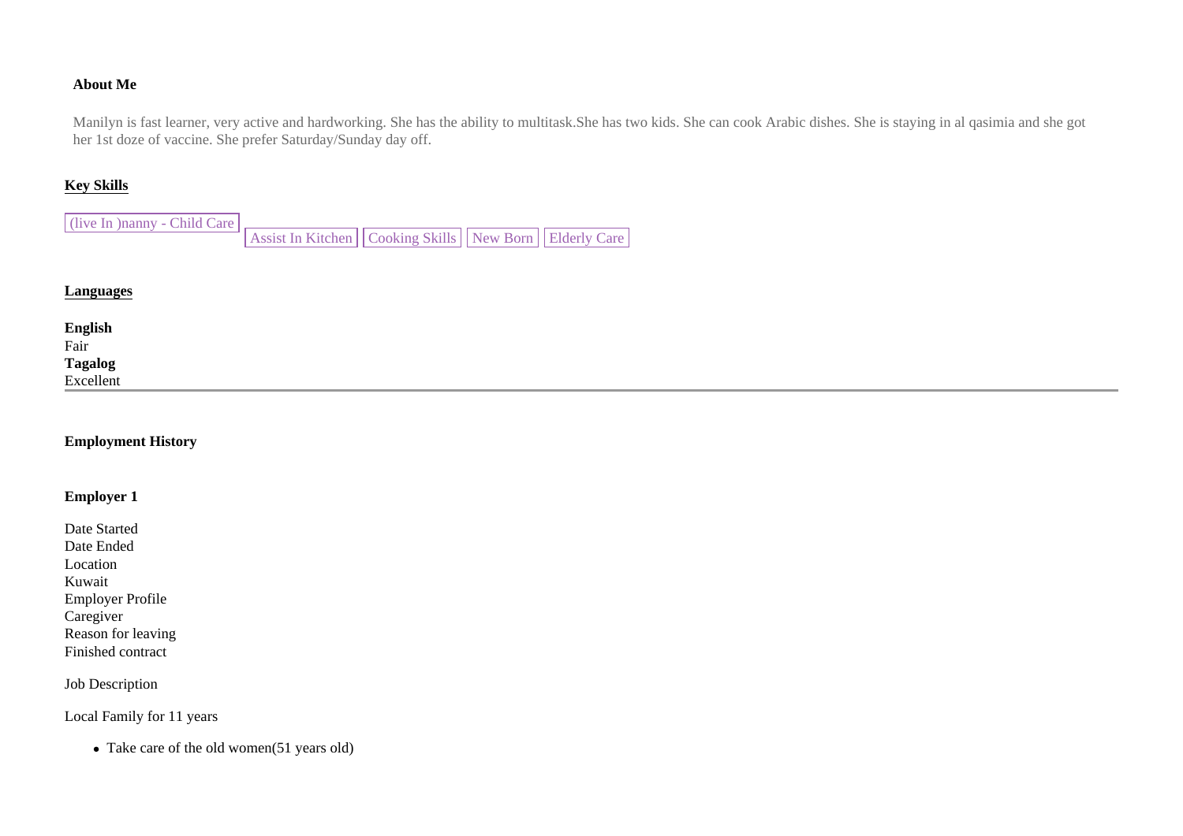**About Me**

Manilyn is fast learner, very active and hardworking. She has the ability to multitask.She has two kids. She can cook Arabic dishes. She is staying in al qasimia and she got her 1st doze of vaccine. She prefer Saturday/Sunday day off.

**Key Skills**

(live In )nanny - Child Care | Assist In Kitchen | Cooking Skills | New Born | Elderly Care

**Languages**

**English**
Fair
**Tagalog**
Excellent

---

**Employment History**

**Employer 1**

Date Started
Date Ended
Location
Kuwait
Employer Profile
Caregiver
Reason for leaving
Finished contract

Job Description

Local Family for 11 years

- Take care of the old women(51 years old)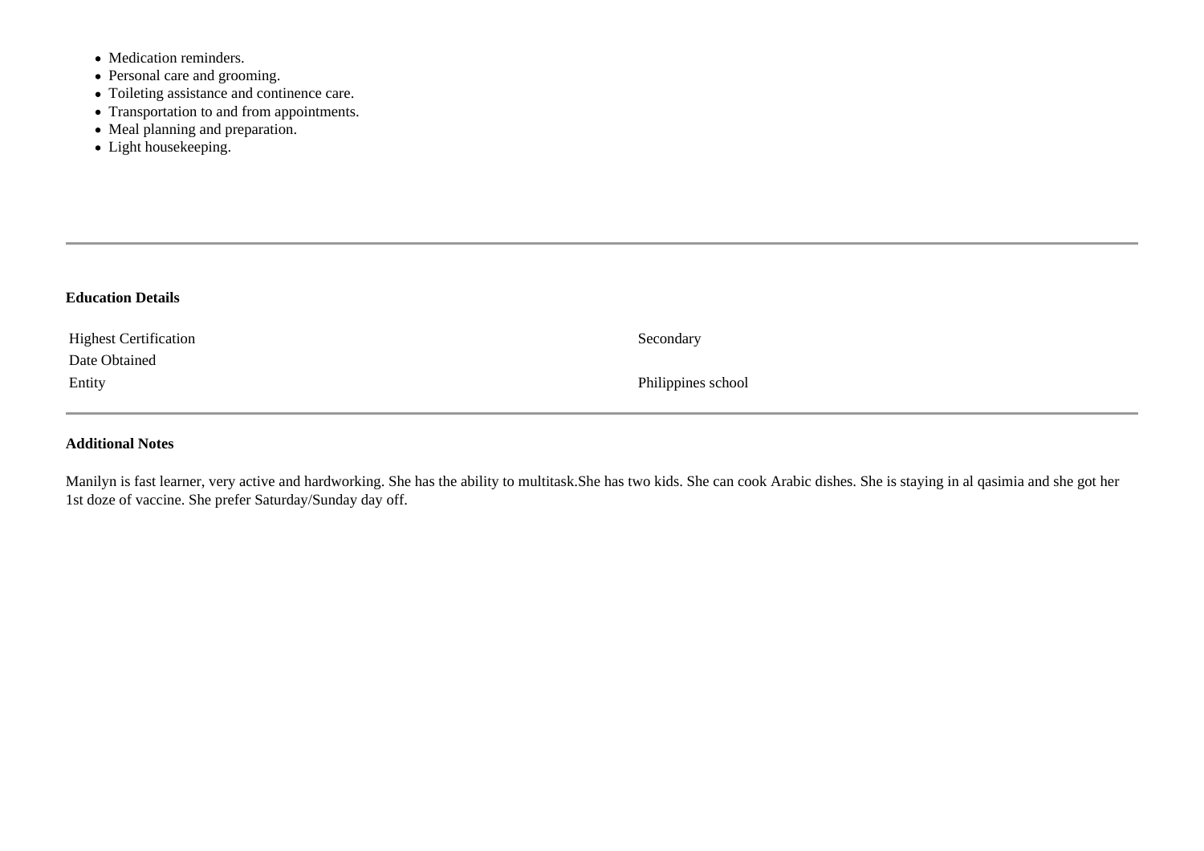- Medication reminders.
- Personal care and grooming.
- Toileting assistance and continence care.
- Transportation to and from appointments.
- Meal planning and preparation.
- Light housekeeping.

---

**Education Details**

| | |
|---|---|
| Highest Certification | Secondary |
| Date Obtained | |
| Entity | Philippines school |

---

**Additional Notes**

Manilyn is fast learner, very active and hardworking. She has the ability to multitask.She has two kids. She can cook Arabic dishes. She is staying in al qasimia and she got her 1st doze of vaccine. She prefer Saturday/Sunday day off.